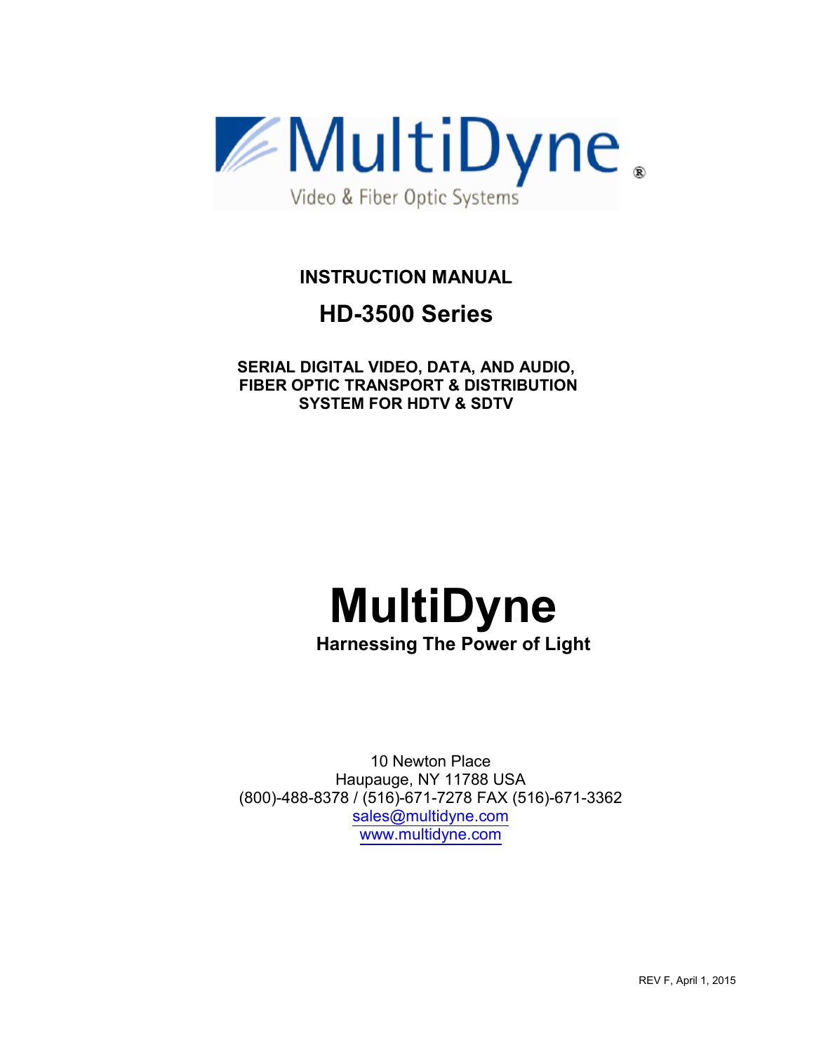MultiDyne®

Video & Fiber Optic Systems

# INSTRUCTION MANUAL

# HD-3500 Series

**SERIAL DIGITAL VIDEO, DATA, AND AUDIO,**
**FIBER OPTIC TRANSPORT & DISTRIBUTION**
**SYSTEM FOR HDTV & SDTV**

# MultiDyne

**Harnessing The Power of Light**

10 Newton Place
Haupauge, NY 11788 USA
(800)-488-8378 / (516)-671-7278 FAX (516)-671-3362
sales@multidyne.com
www.multidyne.com

REV F, April 1, 2015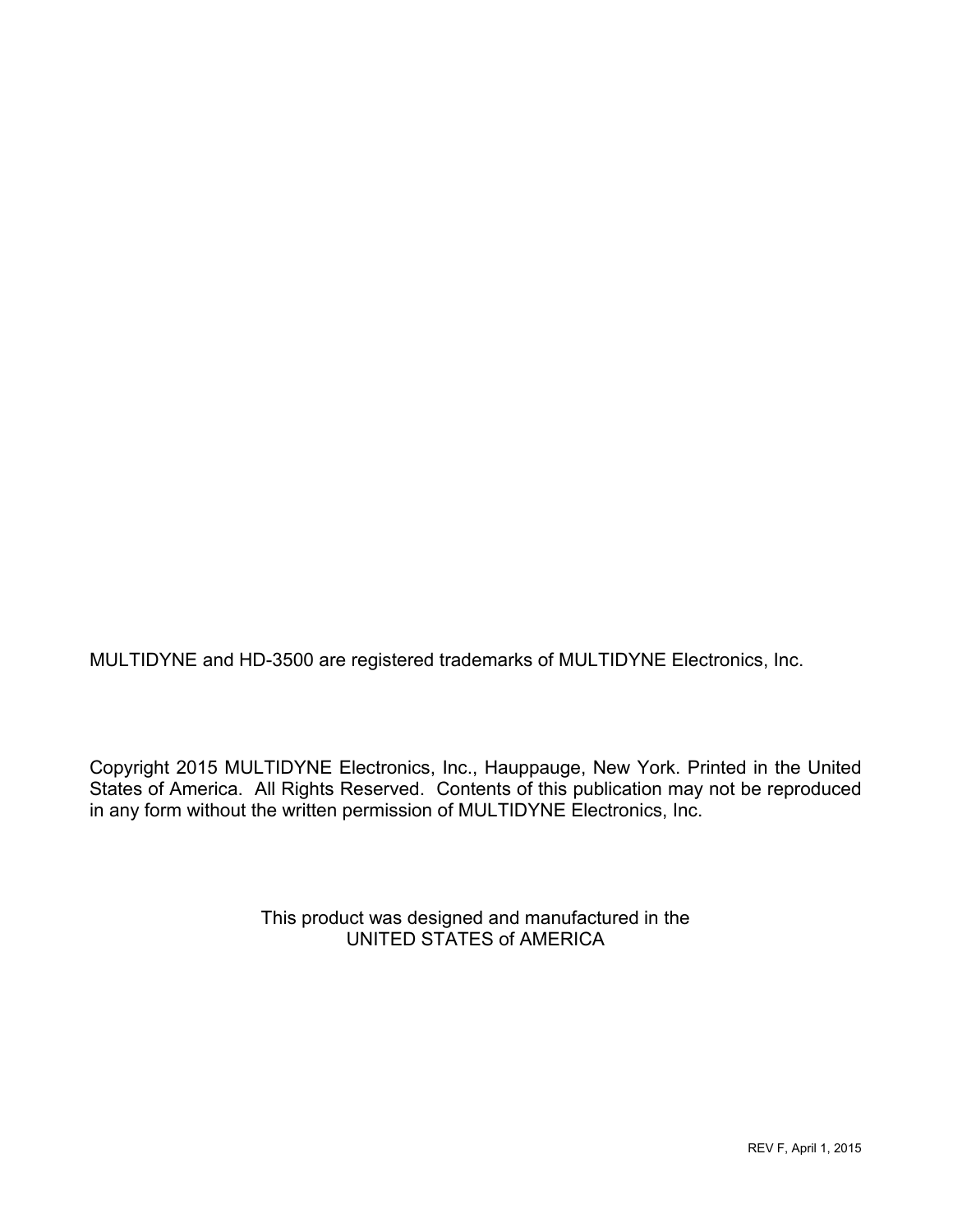MULTIDYNE and HD-3500 are registered trademarks of MULTIDYNE Electronics, Inc.

Copyright 2015 MULTIDYNE Electronics, Inc., Hauppauge, New York. Printed in the United States of America. All Rights Reserved. Contents of this publication may not be reproduced in any form without the written permission of MULTIDYNE Electronics, Inc.

This product was designed and manufactured in the
UNITED STATES of AMERICA

REV F, April 1, 2015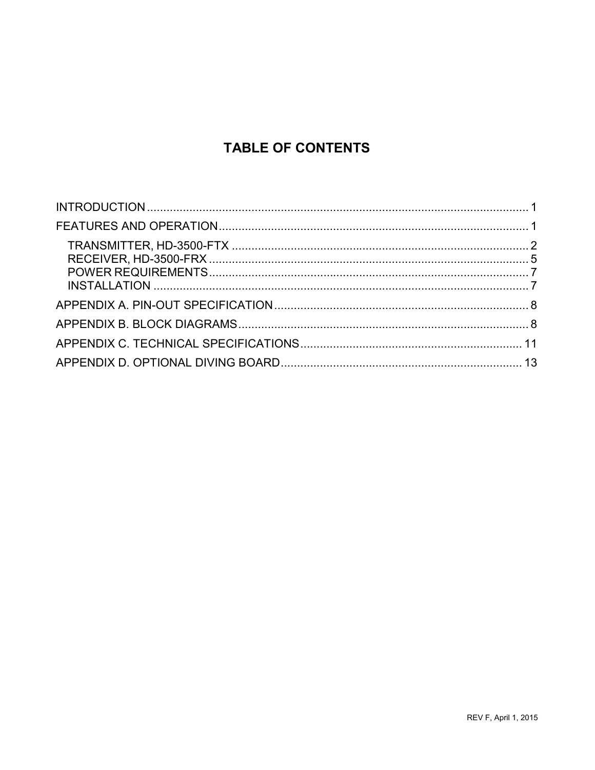# TABLE OF CONTENTS

INTRODUCTION ........................................................................................................................ 1

FEATURES AND OPERATION ................................................................................................ 1

- TRANSMITTER, HD-3500-FTX ............................................................................................ 2
- RECEIVER, HD-3500-FRX .................................................................................................. 5
- POWER REQUIREMENTS ................................................................................................... 7
- INSTALLATION .................................................................................................................... 7

APPENDIX A. PIN-OUT SPECIFICATION ............................................................................... 8

APPENDIX B. BLOCK DIAGRAMS .......................................................................................... 8

APPENDIX C. TECHNICAL SPECIFICATIONS ..................................................................... 11

APPENDIX D. OPTIONAL DIVING BOARD ........................................................................... 13

REV F, April 1, 2015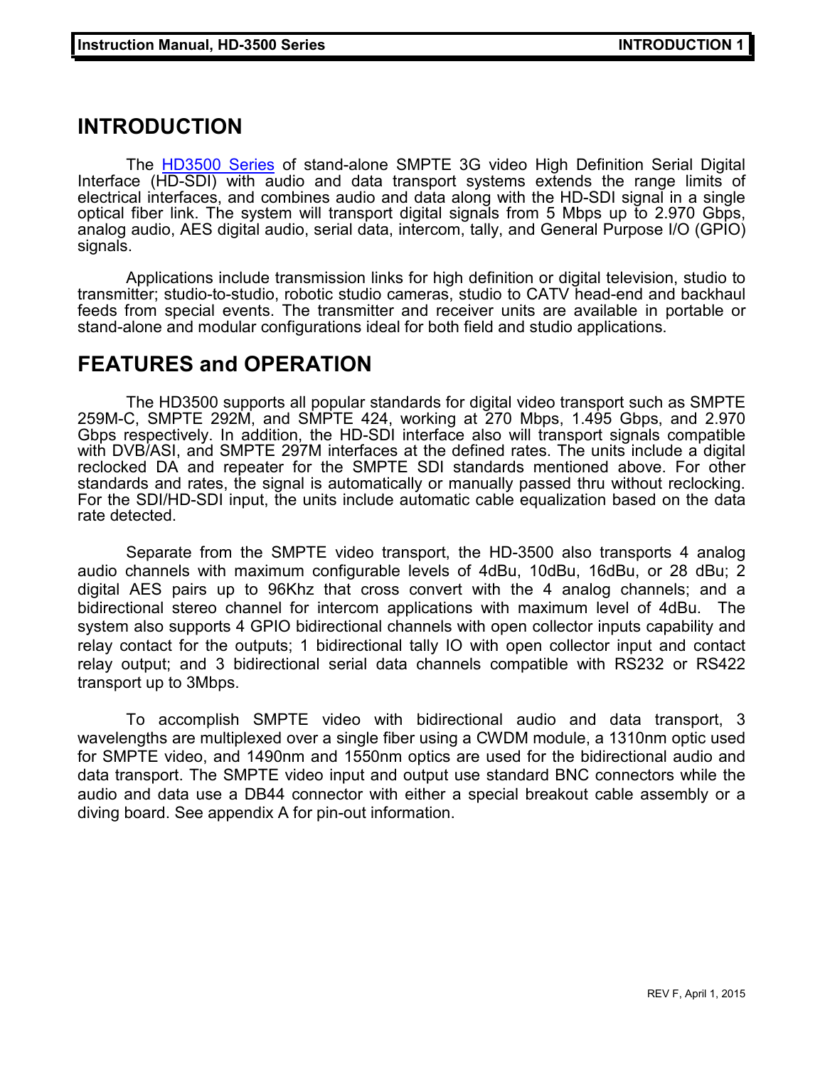# INTRODUCTION

The HD3500 Series of stand-alone SMPTE 3G video High Definition Serial Digital Interface (HD-SDI) with audio and data transport systems extends the range limits of electrical interfaces, and combines audio and data along with the HD-SDI signal in a single optical fiber link. The system will transport digital signals from 5 Mbps up to 2.970 Gbps, analog audio, AES digital audio, serial data, intercom, tally, and General Purpose I/O (GPIO) signals.

Applications include transmission links for high definition or digital television, studio to transmitter; studio-to-studio, robotic studio cameras, studio to CATV head-end and backhaul feeds from special events. The transmitter and receiver units are available in portable or stand-alone and modular configurations ideal for both field and studio applications.

# FEATURES and OPERATION

The HD3500 supports all popular standards for digital video transport such as SMPTE 259M-C, SMPTE 292M, and SMPTE 424, working at 270 Mbps, 1.495 Gbps, and 2.970 Gbps respectively. In addition, the HD-SDI interface also will transport signals compatible with DVB/ASI, and SMPTE 297M interfaces at the defined rates. The units include a digital reclocked DA and repeater for the SMPTE SDI standards mentioned above. For other standards and rates, the signal is automatically or manually passed thru without reclocking. For the SDI/HD-SDI input, the units include automatic cable equalization based on the data rate detected.

Separate from the SMPTE video transport, the HD-3500 also transports 4 analog audio channels with maximum configurable levels of 4dBu, 10dBu, 16dBu, or 28 dBu; 2 digital AES pairs up to 96Khz that cross convert with the 4 analog channels; and a bidirectional stereo channel for intercom applications with maximum level of 4dBu. The system also supports 4 GPIO bidirectional channels with open collector inputs capability and relay contact for the outputs; 1 bidirectional tally IO with open collector input and contact relay output; and 3 bidirectional serial data channels compatible with RS232 or RS422 transport up to 3Mbps.

To accomplish SMPTE video with bidirectional audio and data transport, 3 wavelengths are multiplexed over a single fiber using a CWDM module, a 1310nm optic used for SMPTE video, and 1490nm and 1550nm optics are used for the bidirectional audio and data transport. The SMPTE video input and output use standard BNC connectors while the audio and data use a DB44 connector with either a special breakout cable assembly or a diving board. See appendix A for pin-out information.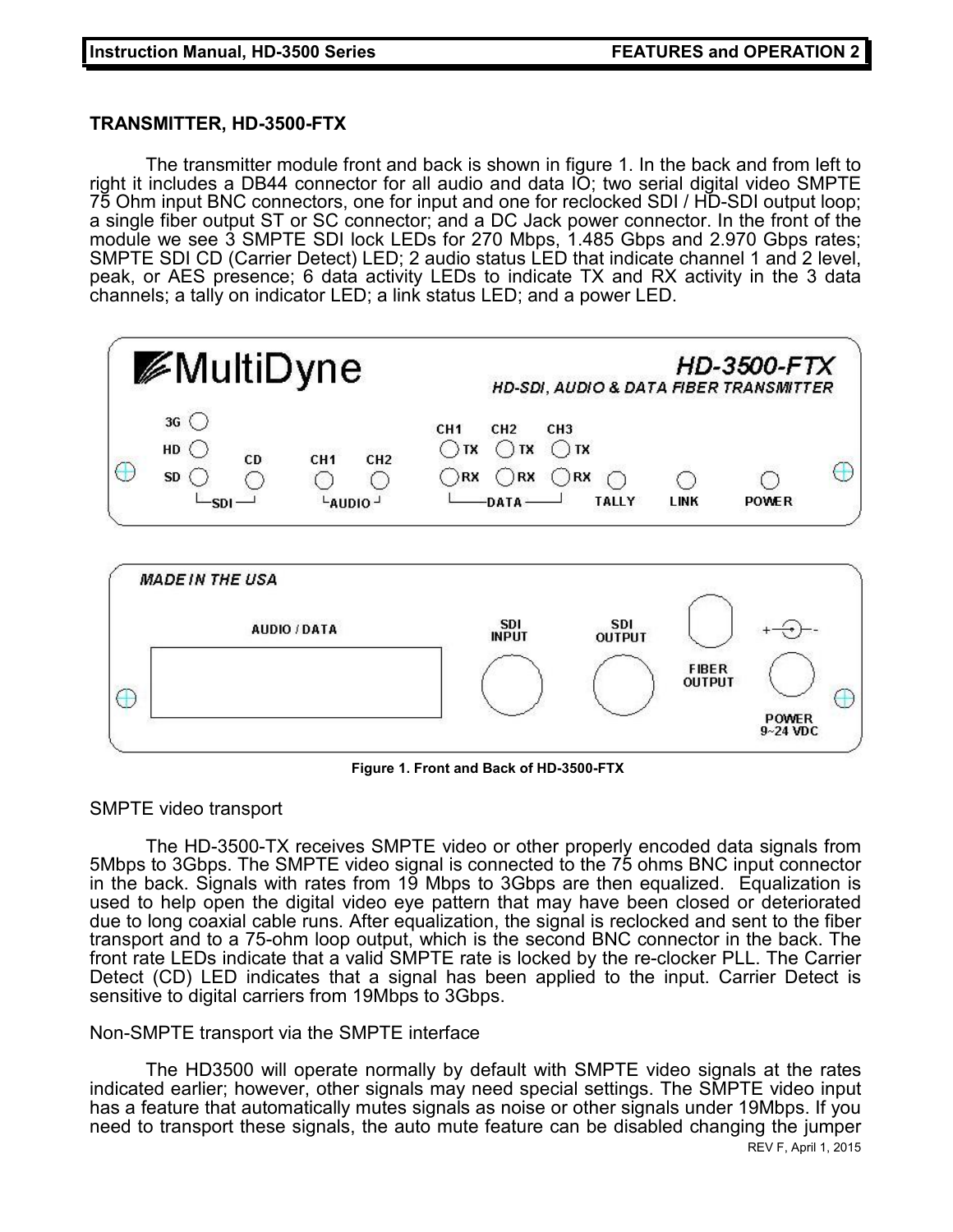## TRANSMITTER, HD-3500-FTX

The transmitter module front and back is shown in figure 1. In the back and from left to right it includes a DB44 connector for all audio and data IO; two serial digital video SMPTE 75 Ohm input BNC connectors, one for input and one for reclocked SDI / HD-SDI output loop; a single fiber output ST or SC connector; and a DC Jack power connector. In the front of the module we see 3 SMPTE SDI lock LEDs for 270 Mbps, 1.485 Gbps and 2.970 Gbps rates; SMPTE SDI CD (Carrier Detect) LED; 2 audio status LED that indicate channel 1 and 2 level, peak, or AES presence; 6 data activity LEDs to indicate TX and RX activity in the 3 data channels; a tally on indicator LED; a link status LED; and a power LED.

Figure 1. Front and Back of HD-3500-FTX

SMPTE video transport

The HD-3500-TX receives SMPTE video or other properly encoded data signals from 5Mbps to 3Gbps. The SMPTE video signal is connected to the 75 ohms BNC input connector in the back. Signals with rates from 19 Mbps to 3Gbps are then equalized. Equalization is used to help open the digital video eye pattern that may have been closed or deteriorated due to long coaxial cable runs. After equalization, the signal is reclocked and sent to the fiber transport and to a 75-ohm loop output, which is the second BNC connector in the back. The front rate LEDs indicate that a valid SMPTE rate is locked by the re-clocker PLL. The Carrier Detect (CD) LED indicates that a signal has been applied to the input. Carrier Detect is sensitive to digital carriers from 19Mbps to 3Gbps.

Non-SMPTE transport via the SMPTE interface

The HD3500 will operate normally by default with SMPTE video signals at the rates indicated earlier; however, other signals may need special settings. The SMPTE video input has a feature that automatically mutes signals as noise or other signals under 19Mbps. If you need to transport these signals, the auto mute feature can be disabled changing the jumper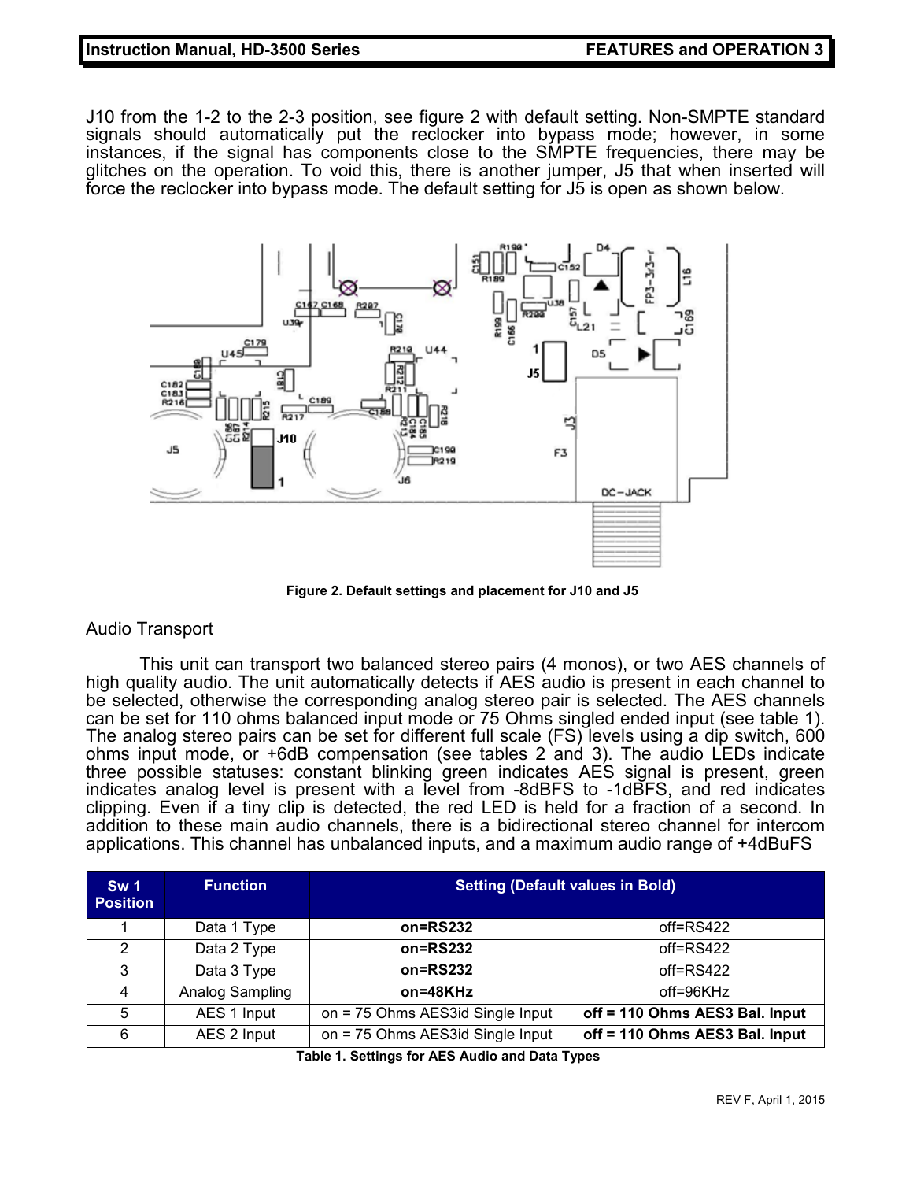J10 from the 1-2 to the 2-3 position, see figure 2 with default setting. Non-SMPTE standard signals should automatically put the reclocker into bypass mode; however, in some instances, if the signal has components close to the SMPTE frequencies, there may be glitches on the operation. To void this, there is another jumper, J5 that when inserted will force the reclocker into bypass mode. The default setting for J5 is open as shown below.

**Figure 2. Default settings and placement for J10 and J5**

## Audio Transport

This unit can transport two balanced stereo pairs (4 monos), or two AES channels of high quality audio. The unit automatically detects if AES audio is present in each channel to be selected, otherwise the corresponding analog stereo pair is selected. The AES channels can be set for 110 ohms balanced input mode or 75 Ohms singled ended input (see table 1). The analog stereo pairs can be set for different full scale (FS) levels using a dip switch, 600 ohms input mode, or +6dB compensation (see tables 2 and 3). The audio LEDs indicate three possible statuses: constant blinking green indicates AES signal is present, green indicates analog level is present with a level from -8dBFS to -1dBFS, and red indicates clipping. Even if a tiny clip is detected, the red LED is held for a fraction of a second. In addition to these main audio channels, there is a bidirectional stereo channel for intercom applications. This channel has unbalanced inputs, and a maximum audio range of +4dBuFS

| Sw 1 Position | Function | Setting (Default values in Bold) | |
|---|---|---|---|
| 1 | Data 1 Type | **on=RS232** | off=RS422 |
| 2 | Data 2 Type | **on=RS232** | off=RS422 |
| 3 | Data 3 Type | **on=RS232** | off=RS422 |
| 4 | Analog Sampling | **on=48KHz** | off=96KHz |
| 5 | AES 1 Input | on = 75 Ohms AES3id Single Input | **off = 110 Ohms AES3 Bal. Input** |
| 6 | AES 2 Input | on = 75 Ohms AES3id Single Input | **off = 110 Ohms AES3 Bal. Input** |

**Table 1. Settings for AES Audio and Data Types**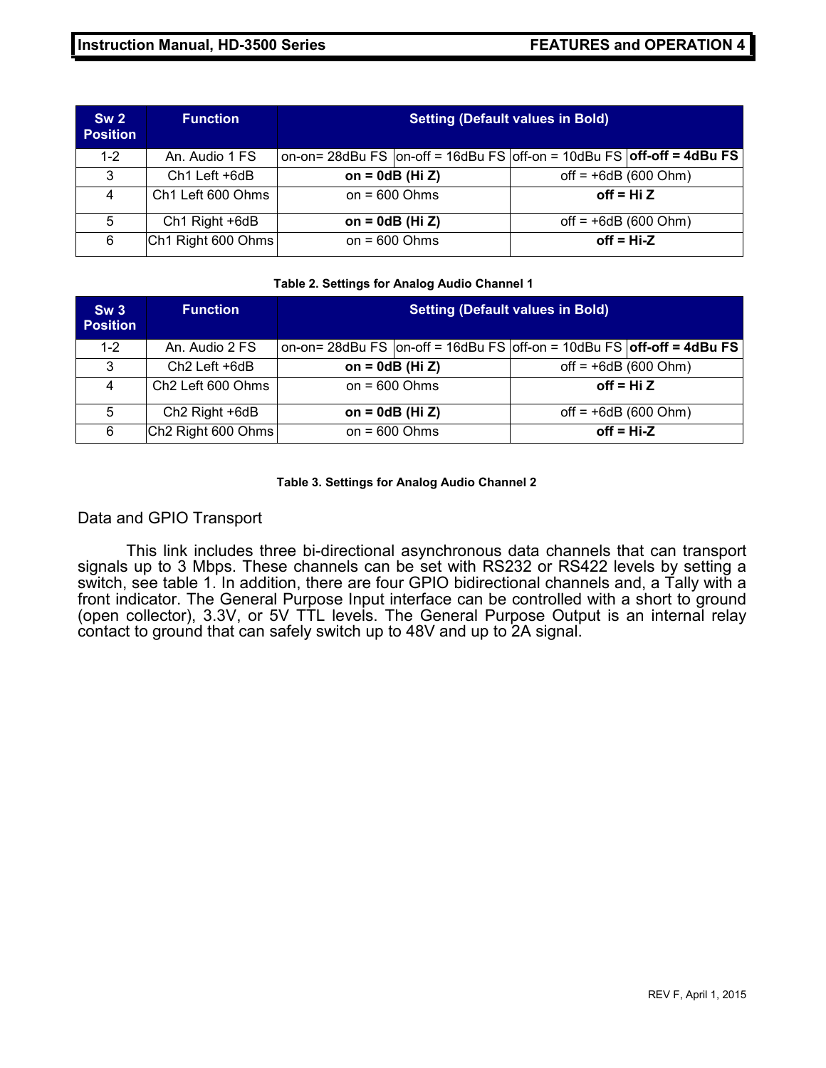| Sw 2 Position | Function | Setting (Default values in Bold) | | | |
|---|---|---|---|---|---|
| 1-2 | An. Audio 1 FS | on-on= 28dBu FS | on-off = 16dBu FS | off-on = 10dBu FS | **off-off = 4dBu FS** |
| 3 | Ch1 Left +6dB | **on = 0dB (Hi Z)** | | off = +6dB (600 Ohm) | |
| 4 | Ch1 Left 600 Ohms | on = 600 Ohms | | **off = Hi Z** | |
| 5 | Ch1 Right +6dB | **on = 0dB (Hi Z)** | | off = +6dB (600 Ohm) | |
| 6 | Ch1 Right 600 Ohms | on = 600 Ohms | | **off = Hi-Z** | |

**Table 2. Settings for Analog Audio Channel 1**

| Sw 3 Position | Function | Setting (Default values in Bold) | | | |
|---|---|---|---|---|---|
| 1-2 | An. Audio 2 FS | on-on= 28dBu FS | on-off = 16dBu FS | off-on = 10dBu FS | **off-off = 4dBu FS** |
| 3 | Ch2 Left +6dB | **on = 0dB (Hi Z)** | | off = +6dB (600 Ohm) | |
| 4 | Ch2 Left 600 Ohms | on = 600 Ohms | | **off = Hi Z** | |
| 5 | Ch2 Right +6dB | **on = 0dB (Hi Z)** | | off = +6dB (600 Ohm) | |
| 6 | Ch2 Right 600 Ohms | on = 600 Ohms | | **off = Hi-Z** | |

**Table 3. Settings for Analog Audio Channel 2**

## Data and GPIO Transport

This link includes three bi-directional asynchronous data channels that can transport signals up to 3 Mbps. These channels can be set with RS232 or RS422 levels by setting a switch, see table 1. In addition, there are four GPIO bidirectional channels and, a Tally with a front indicator. The General Purpose Input interface can be controlled with a short to ground (open collector), 3.3V, or 5V TTL levels. The General Purpose Output is an internal relay contact to ground that can safely switch up to 48V and up to 2A signal.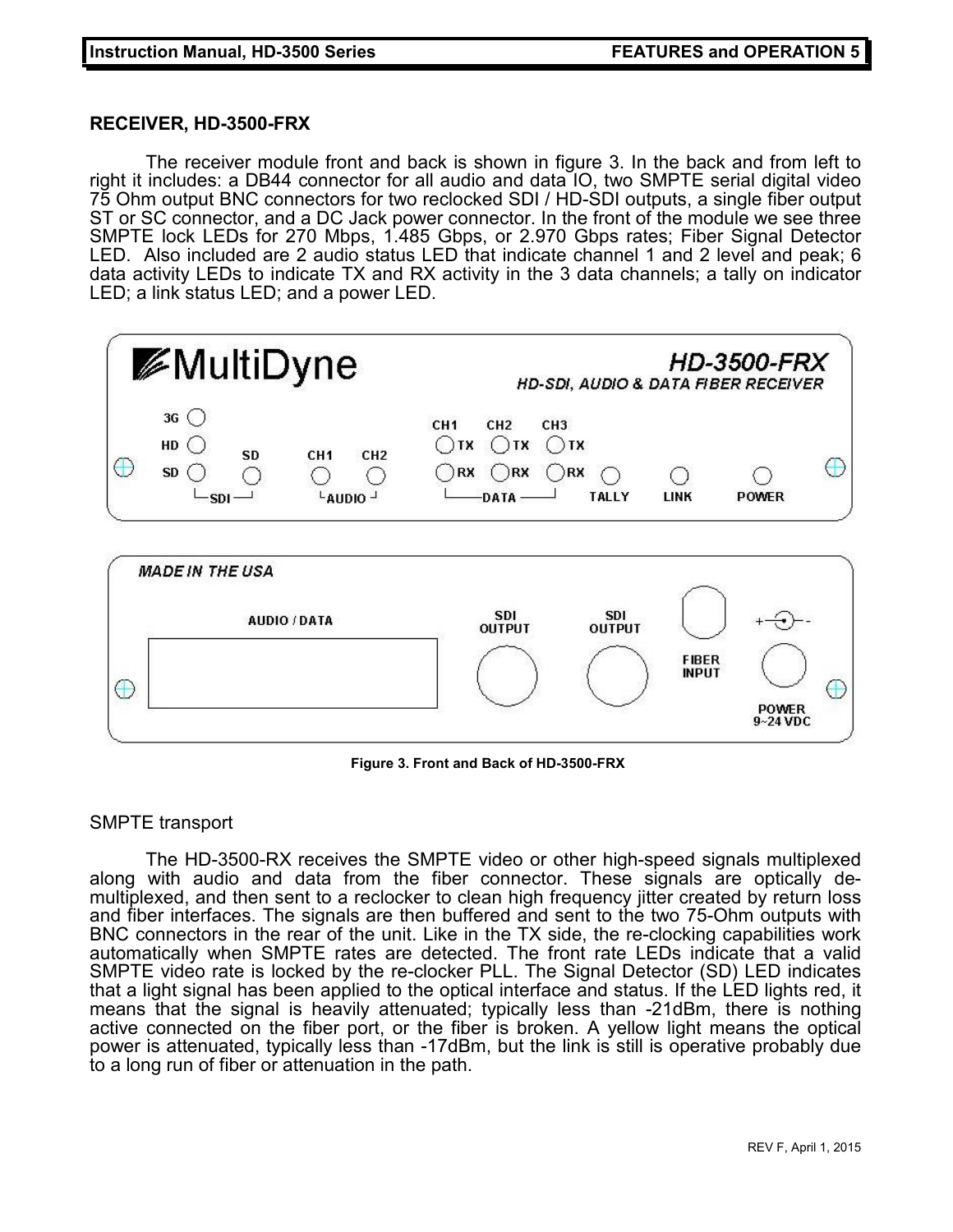## RECEIVER, HD-3500-FRX

The receiver module front and back is shown in figure 3. In the back and from left to right it includes: a DB44 connector for all audio and data IO, two SMPTE serial digital video 75 Ohm output BNC connectors for two reclocked SDI / HD-SDI outputs, a single fiber output ST or SC connector, and a DC Jack power connector. In the front of the module we see three SMPTE lock LEDs for 270 Mbps, 1.485 Gbps, or 2.970 Gbps rates; Fiber Signal Detector LED. Also included are 2 audio status LED that indicate channel 1 and 2 level and peak; 6 data activity LEDs to indicate TX and RX activity in the 3 data channels; a tally on indicator LED; a link status LED; and a power LED.

Figure 3. Front and Back of HD-3500-FRX

### SMPTE transport

The HD-3500-RX receives the SMPTE video or other high-speed signals multiplexed along with audio and data from the fiber connector. These signals are optically de-multiplexed, and then sent to a reclocker to clean high frequency jitter created by return loss and fiber interfaces. The signals are then buffered and sent to the two 75-Ohm outputs with BNC connectors in the rear of the unit. Like in the TX side, the re-clocking capabilities work automatically when SMPTE rates are detected. The front rate LEDs indicate that a valid SMPTE video rate is locked by the re-clocker PLL. The Signal Detector (SD) LED indicates that a light signal has been applied to the optical interface and status. If the LED lights red, it means that the signal is heavily attenuated; typically less than -21dBm, there is nothing active connected on the fiber port, or the fiber is broken. A yellow light means the optical power is attenuated, typically less than -17dBm, but the link is still is operative probably due to a long run of fiber or attenuation in the path.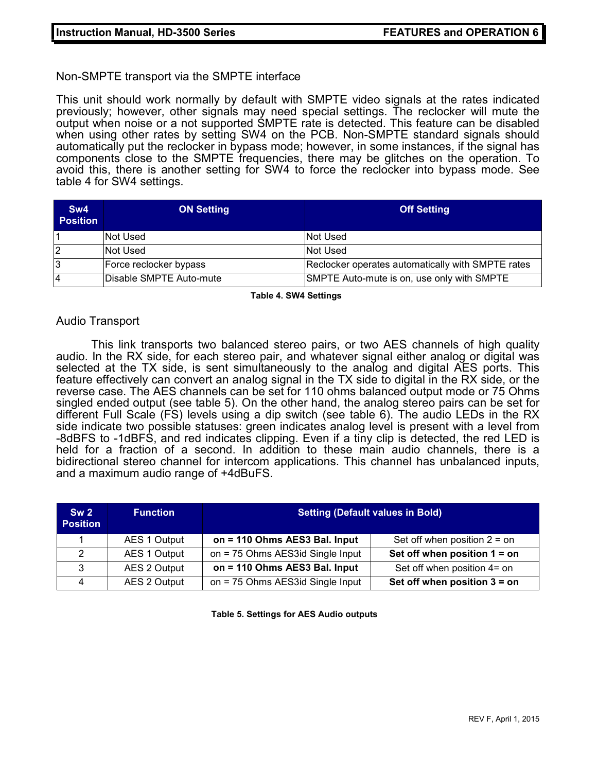## Non-SMPTE transport via the SMPTE interface

This unit should work normally by default with SMPTE video signals at the rates indicated previously; however, other signals may need special settings. The reclocker will mute the output when noise or a not supported SMPTE rate is detected. This feature can be disabled when using other rates by setting SW4 on the PCB. Non-SMPTE standard signals should automatically put the reclocker in bypass mode; however, in some instances, if the signal has components close to the SMPTE frequencies, there may be glitches on the operation. To avoid this, there is another setting for SW4 to force the reclocker into bypass mode. See table 4 for SW4 settings.

| Sw4 Position | ON Setting | Off Setting |
|---|---|---|
| 1 | Not Used | Not Used |
| 2 | Not Used | Not Used |
| 3 | Force reclocker bypass | Reclocker operates automatically with SMPTE rates |
| 4 | Disable SMPTE Auto-mute | SMPTE Auto-mute is on, use only with SMPTE |

**Table 4. SW4 Settings**

## Audio Transport

This link transports two balanced stereo pairs, or two AES channels of high quality audio. In the RX side, for each stereo pair, and whatever signal either analog or digital was selected at the TX side, is sent simultaneously to the analog and digital AES ports. This feature effectively can convert an analog signal in the TX side to digital in the RX side, or the reverse case. The AES channels can be set for 110 ohms balanced output mode or 75 Ohms singled ended output (see table 5). On the other hand, the analog stereo pairs can be set for different Full Scale (FS) levels using a dip switch (see table 6). The audio LEDs in the RX side indicate two possible statuses: green indicates analog level is present with a level from -8dBFS to -1dBFS, and red indicates clipping. Even if a tiny clip is detected, the red LED is held for a fraction of a second. In addition to these main audio channels, there is a bidirectional stereo channel for intercom applications. This channel has unbalanced inputs, and a maximum audio range of +4dBuFS.

| Sw 2 Position | Function | Setting (Default values in Bold) | |
|---|---|---|---|
| 1 | AES 1 Output | **on = 110 Ohms AES3 Bal. Input** | Set off when position 2 = on |
| 2 | AES 1 Output | on = 75 Ohms AES3id Single Input | **Set off when position 1 = on** |
| 3 | AES 2 Output | **on = 110 Ohms AES3 Bal. Input** | Set off when position 4= on |
| 4 | AES 2 Output | on = 75 Ohms AES3id Single Input | **Set off when position 3 = on** |

**Table 5. Settings for AES Audio outputs**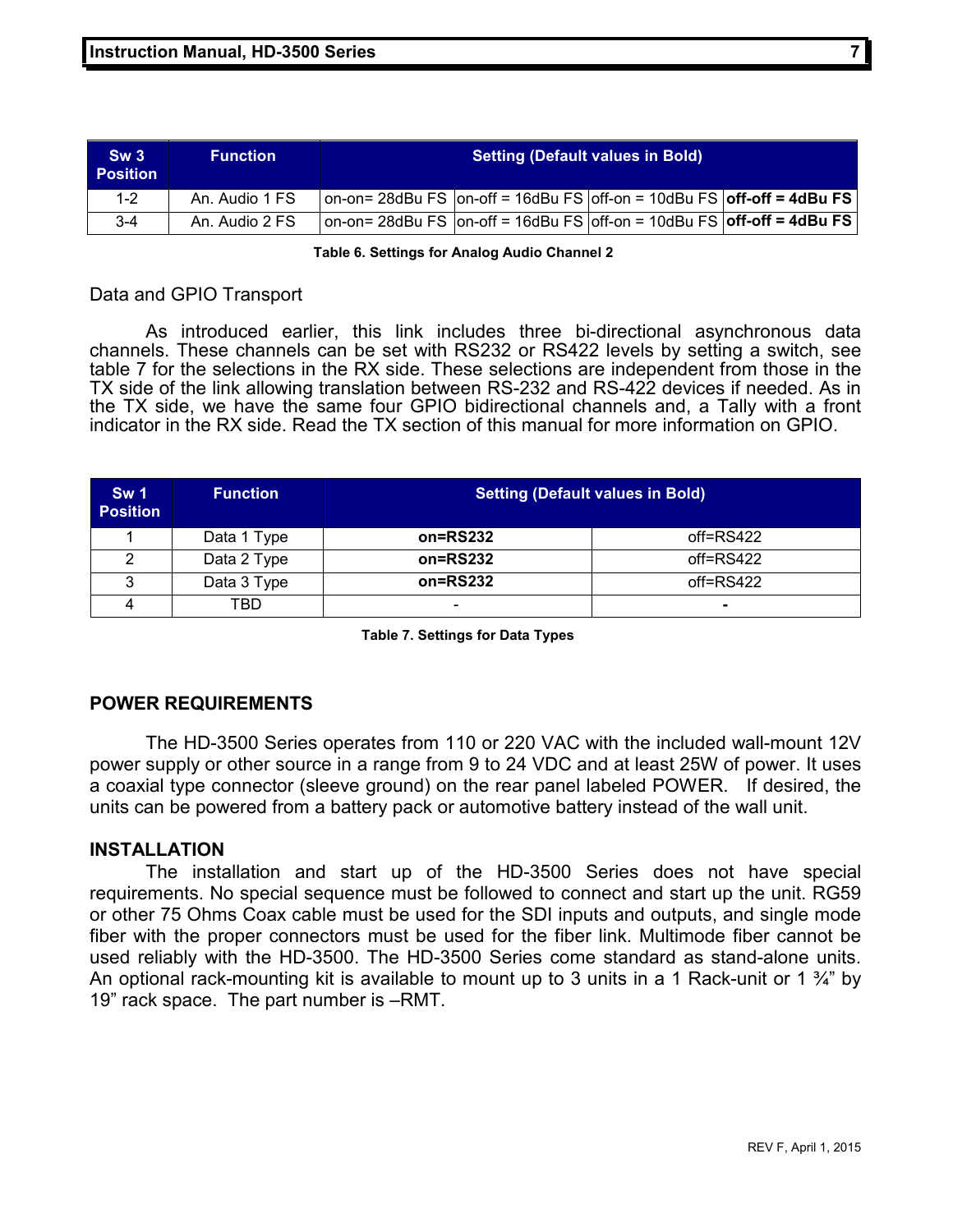| Sw 3 Position | Function | Setting (Default values in Bold) | | | |
|---|---|---|---|---|---|
| 1-2 | An. Audio 1 FS | on-on= 28dBu FS | on-off = 16dBu FS | off-on = 10dBu FS | **off-off = 4dBu FS** |
| 3-4 | An. Audio 2 FS | on-on= 28dBu FS | on-off = 16dBu FS | off-on = 10dBu FS | **off-off = 4dBu FS** |

**Table 6. Settings for Analog Audio Channel 2**

Data and GPIO Transport

As introduced earlier, this link includes three bi-directional asynchronous data channels. These channels can be set with RS232 or RS422 levels by setting a switch, see table 7 for the selections in the RX side. These selections are independent from those in the TX side of the link allowing translation between RS-232 and RS-422 devices if needed. As in the TX side, we have the same four GPIO bidirectional channels and, a Tally with a front indicator in the RX side. Read the TX section of this manual for more information on GPIO.

| Sw 1 Position | Function | Setting (Default values in Bold) | |
|---|---|---|---|
| 1 | Data 1 Type | **on=RS232** | off=RS422 |
| 2 | Data 2 Type | **on=RS232** | off=RS422 |
| 3 | Data 3 Type | **on=RS232** | off=RS422 |
| 4 | TBD | - | **-** |

**Table 7. Settings for Data Types**

## POWER REQUIREMENTS

The HD-3500 Series operates from 110 or 220 VAC with the included wall-mount 12V power supply or other source in a range from 9 to 24 VDC and at least 25W of power. It uses a coaxial type connector (sleeve ground) on the rear panel labeled POWER. If desired, the units can be powered from a battery pack or automotive battery instead of the wall unit.

## INSTALLATION

The installation and start up of the HD-3500 Series does not have special requirements. No special sequence must be followed to connect and start up the unit. RG59 or other 75 Ohms Coax cable must be used for the SDI inputs and outputs, and single mode fiber with the proper connectors must be used for the fiber link. Multimode fiber cannot be used reliably with the HD-3500. The HD-3500 Series come standard as stand-alone units. An optional rack-mounting kit is available to mount up to 3 units in a 1 Rack-unit or 1 ¾" by 19" rack space. The part number is –RMT.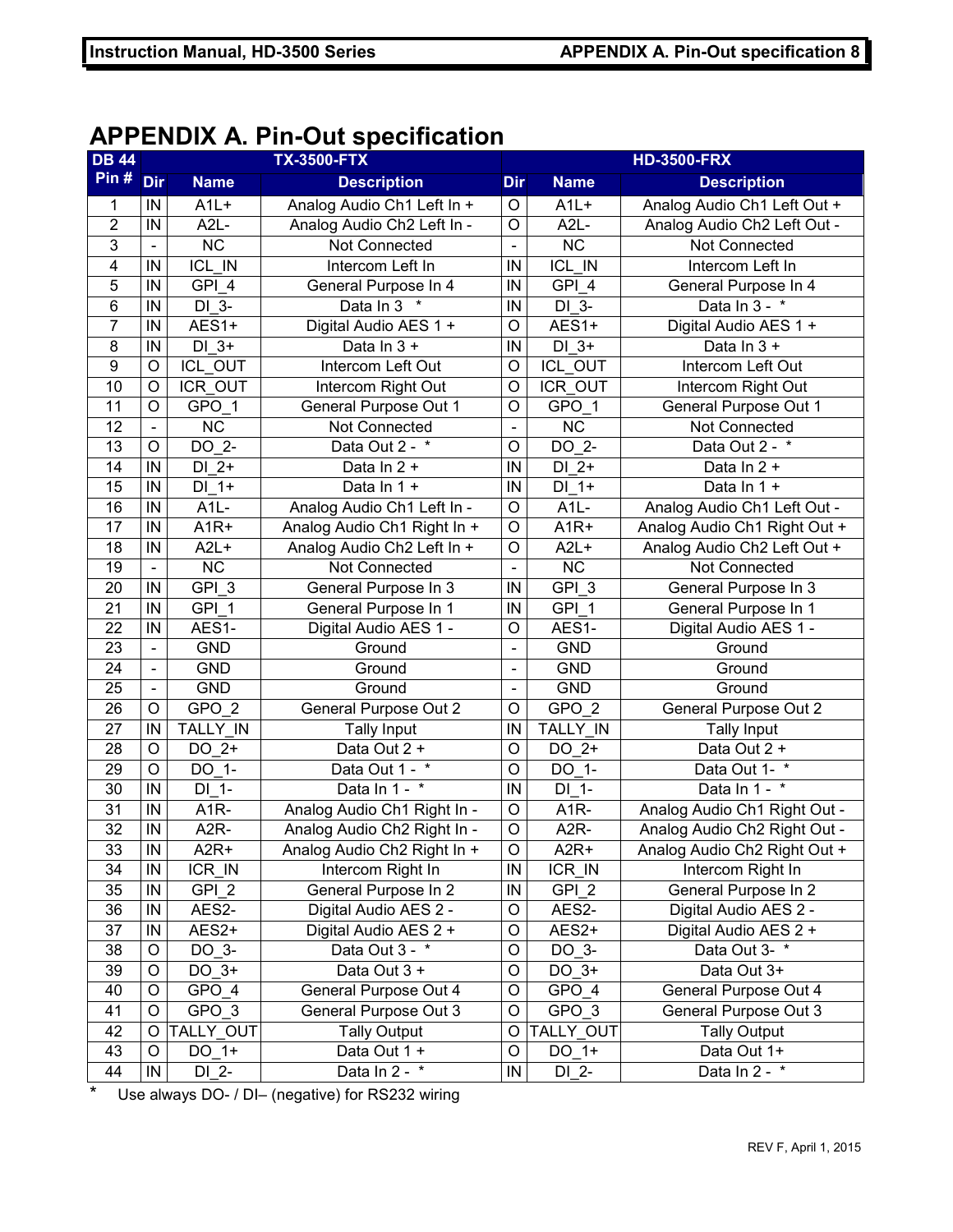# APPENDIX A. Pin-Out specification

| DB 44 | TX-3500-FTX | | | HD-3500-FRX | | |
|---|---|---|---|---|---|---|
| Pin # | Dir | Name | Description | Dir | Name | Description |
| 1 | IN | A1L+ | Analog Audio Ch1 Left In + | O | A1L+ | Analog Audio Ch1 Left Out + |
| 2 | IN | A2L- | Analog Audio Ch2 Left In - | O | A2L- | Analog Audio Ch2 Left Out - |
| 3 | - | NC | Not Connected | - | NC | Not Connected |
| 4 | IN | ICL_IN | Intercom Left In | IN | ICL_IN | Intercom Left In |
| 5 | IN | GPI_4 | General Purpose In 4 | IN | GPI_4 | General Purpose In 4 |
| 6 | IN | DI_3- | Data In 3 * | IN | DI_3- | Data In 3 - * |
| 7 | IN | AES1+ | Digital Audio AES 1 + | O | AES1+ | Digital Audio AES 1 + |
| 8 | IN | DI_3+ | Data In 3 + | IN | DI_3+ | Data In 3 + |
| 9 | O | ICL_OUT | Intercom Left Out | O | ICL_OUT | Intercom Left Out |
| 10 | O | ICR_OUT | Intercom Right Out | O | ICR_OUT | Intercom Right Out |
| 11 | O | GPO_1 | General Purpose Out 1 | O | GPO_1 | General Purpose Out 1 |
| 12 | - | NC | Not Connected | - | NC | Not Connected |
| 13 | O | DO_2- | Data Out 2 - * | O | DO_2- | Data Out 2 - * |
| 14 | IN | DI_2+ | Data In 2 + | IN | DI_2+ | Data In 2 + |
| 15 | IN | DI_1+ | Data In 1 + | IN | DI_1+ | Data In 1 + |
| 16 | IN | A1L- | Analog Audio Ch1 Left In - | O | A1L- | Analog Audio Ch1 Left Out - |
| 17 | IN | A1R+ | Analog Audio Ch1 Right In + | O | A1R+ | Analog Audio Ch1 Right Out + |
| 18 | IN | A2L+ | Analog Audio Ch2 Left In + | O | A2L+ | Analog Audio Ch2 Left Out + |
| 19 | - | NC | Not Connected | - | NC | Not Connected |
| 20 | IN | GPI_3 | General Purpose In 3 | IN | GPI_3 | General Purpose In 3 |
| 21 | IN | GPI_1 | General Purpose In 1 | IN | GPI_1 | General Purpose In 1 |
| 22 | IN | AES1- | Digital Audio AES 1 - | O | AES1- | Digital Audio AES 1 - |
| 23 | - | GND | Ground | - | GND | Ground |
| 24 | - | GND | Ground | - | GND | Ground |
| 25 | - | GND | Ground | - | GND | Ground |
| 26 | O | GPO_2 | General Purpose Out 2 | O | GPO_2 | General Purpose Out 2 |
| 27 | IN | TALLY_IN | Tally Input | IN | TALLY_IN | Tally Input |
| 28 | O | DO_2+ | Data Out 2 + | O | DO_2+ | Data Out 2 + |
| 29 | O | DO_1- | Data Out 1 - * | O | DO_1- | Data Out 1- * |
| 30 | IN | DI_1- | Data In 1 - * | IN | DI_1- | Data In 1 - * |
| 31 | IN | A1R- | Analog Audio Ch1 Right In - | O | A1R- | Analog Audio Ch1 Right Out - |
| 32 | IN | A2R- | Analog Audio Ch2 Right In - | O | A2R- | Analog Audio Ch2 Right Out - |
| 33 | IN | A2R+ | Analog Audio Ch2 Right In + | O | A2R+ | Analog Audio Ch2 Right Out + |
| 34 | IN | ICR_IN | Intercom Right In | IN | ICR_IN | Intercom Right In |
| 35 | IN | GPI_2 | General Purpose In 2 | IN | GPI_2 | General Purpose In 2 |
| 36 | IN | AES2- | Digital Audio AES 2 - | O | AES2- | Digital Audio AES 2 - |
| 37 | IN | AES2+ | Digital Audio AES 2 + | O | AES2+ | Digital Audio AES 2 + |
| 38 | O | DO_3- | Data Out 3 - * | O | DO_3- | Data Out 3- * |
| 39 | O | DO_3+ | Data Out 3 + | O | DO_3+ | Data Out 3+ |
| 40 | O | GPO_4 | General Purpose Out 4 | O | GPO_4 | General Purpose Out 4 |
| 41 | O | GPO_3 | General Purpose Out 3 | O | GPO_3 | General Purpose Out 3 |
| 42 | O | TALLY_OUT | Tally Output | O | TALLY_OUT | Tally Output |
| 43 | O | DO_1+ | Data Out 1 + | O | DO_1+ | Data Out 1+ |
| 44 | IN | DI_2- | Data In 2 - * | IN | DI_2- | Data In 2 - * |

\* Use always DO- / DI– (negative) for RS232 wiring

REV F, April 1, 2015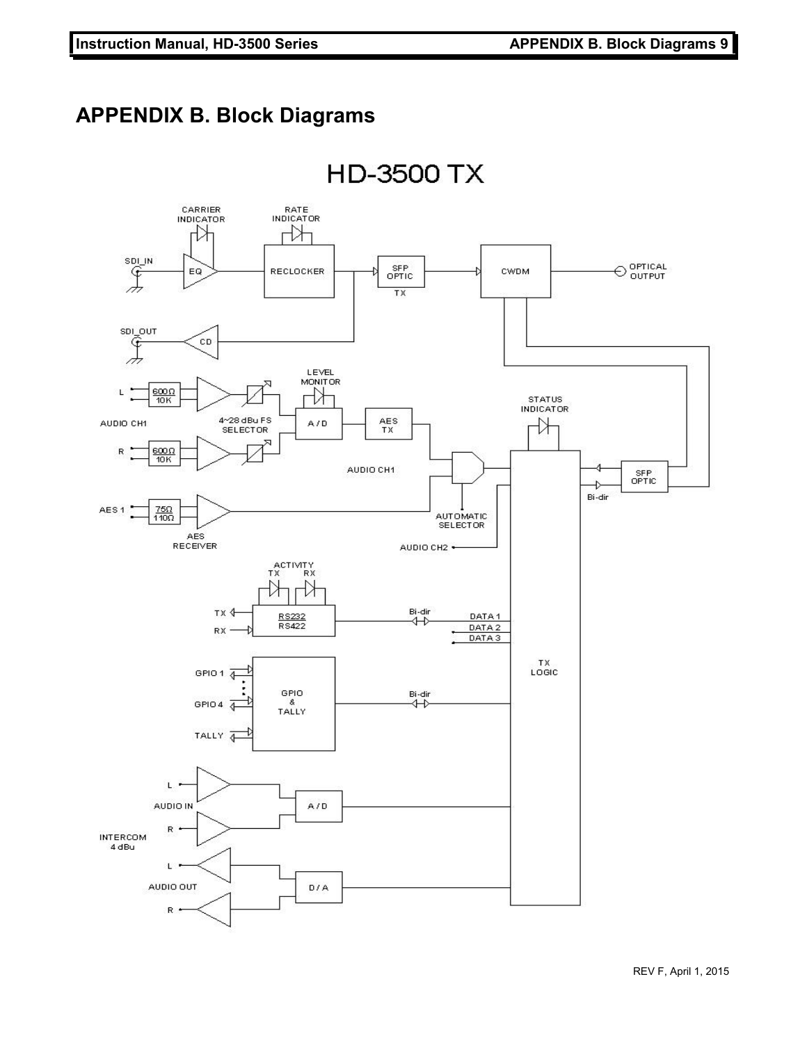# APPENDIX B. Block Diagrams

HD-3500 TX

CARRIER INDICATOR

RATE INDICATOR

SDI_IN

EQ

RECLOCKER

SFP OPTIC

TX

CWDM

OPTICAL OUTPUT

SDI_OUT

CD

LEVEL MONITOR

L

600Ω
10K

AUDIO CH1

4~28 dBu FS SELECTOR

A / D

AES TX

STATUS INDICATOR

R

600Ω
10K

AUDIO CH1

SFP OPTIC

Bi-dir

AES 1

75Ω
110Ω

AES RECEIVER

AUTOMATIC SELECTOR

AUDIO CH2

ACTIVITY
TX RX

TX

RX

RS232
RS422

Bi-dir

DATA 1
DATA 2
DATA 3

GPIO 1

GPIO 4

GPIO & TALLY

Bi-dir

TX LOGIC

TALLY

L

AUDIO IN

A / D

R

INTERCOM 4 dBu

L

AUDIO OUT

D / A

R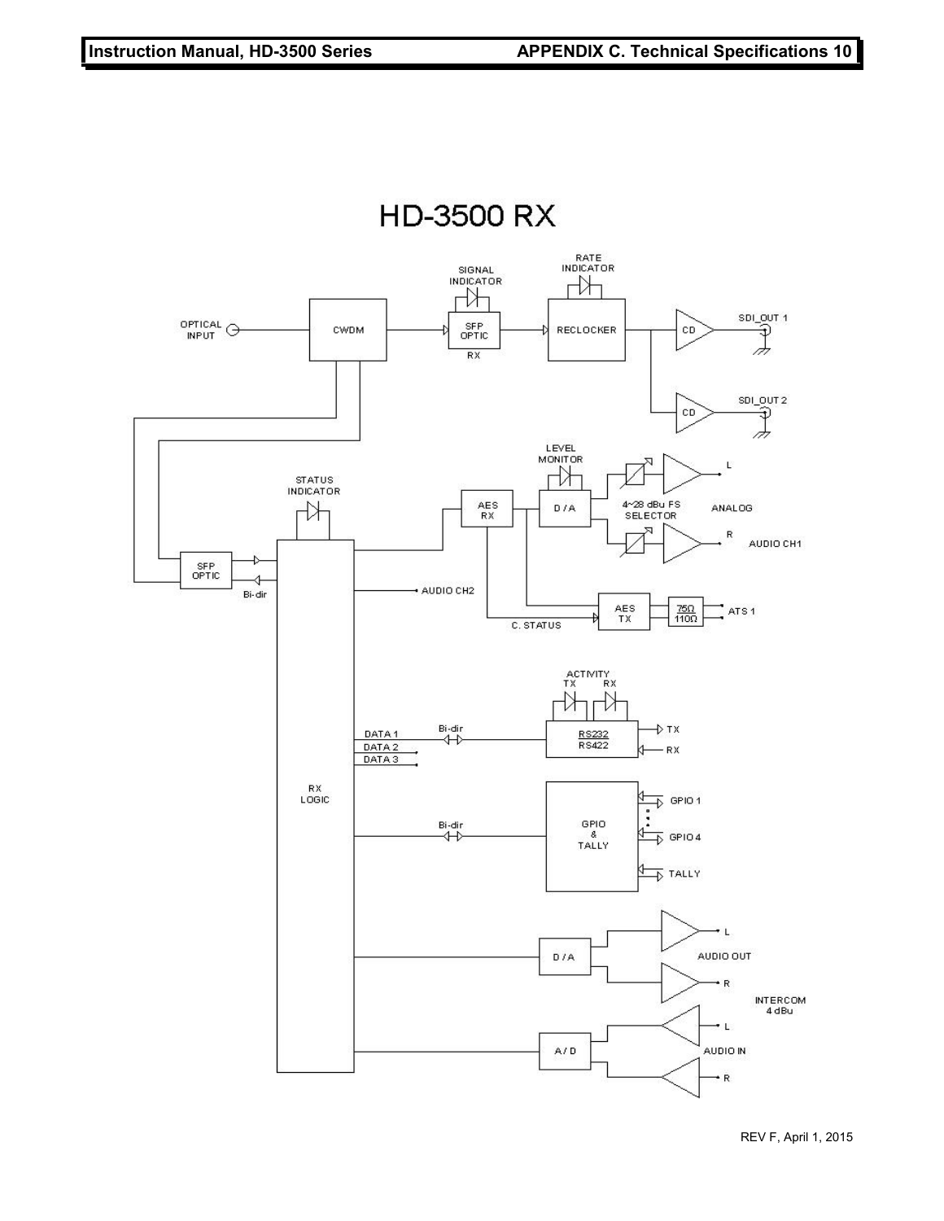# HD-3500 RX

OPTICAL INPUT

CWDM

SIGNAL INDICATOR

SFP OPTIC

RX

RATE INDICATOR

RECLOCKER

CD

SDI_OUT 1

CD

SDI_OUT 2

STATUS INDICATOR

SFP OPTIC

Bi-dir

RX LOGIC

AES RX

LEVEL MONITOR

D / A

4~28 dBu FS SELECTOR

L

R

ANALOG

AUDIO CH1

AUDIO CH2

AES TX

75Ω

110Ω

ATS 1

C. STATUS

ACTIVITY

TX RX

DATA 1

DATA 2

DATA 3

Bi-dir

RS232

RS422

TX

RX

Bi-dir

GPIO & TALLY

GPIO 1

GPIO 4

TALLY

D / A

L

AUDIO OUT

R

INTERCOM 4 dBu

A / D

L

AUDIO IN

R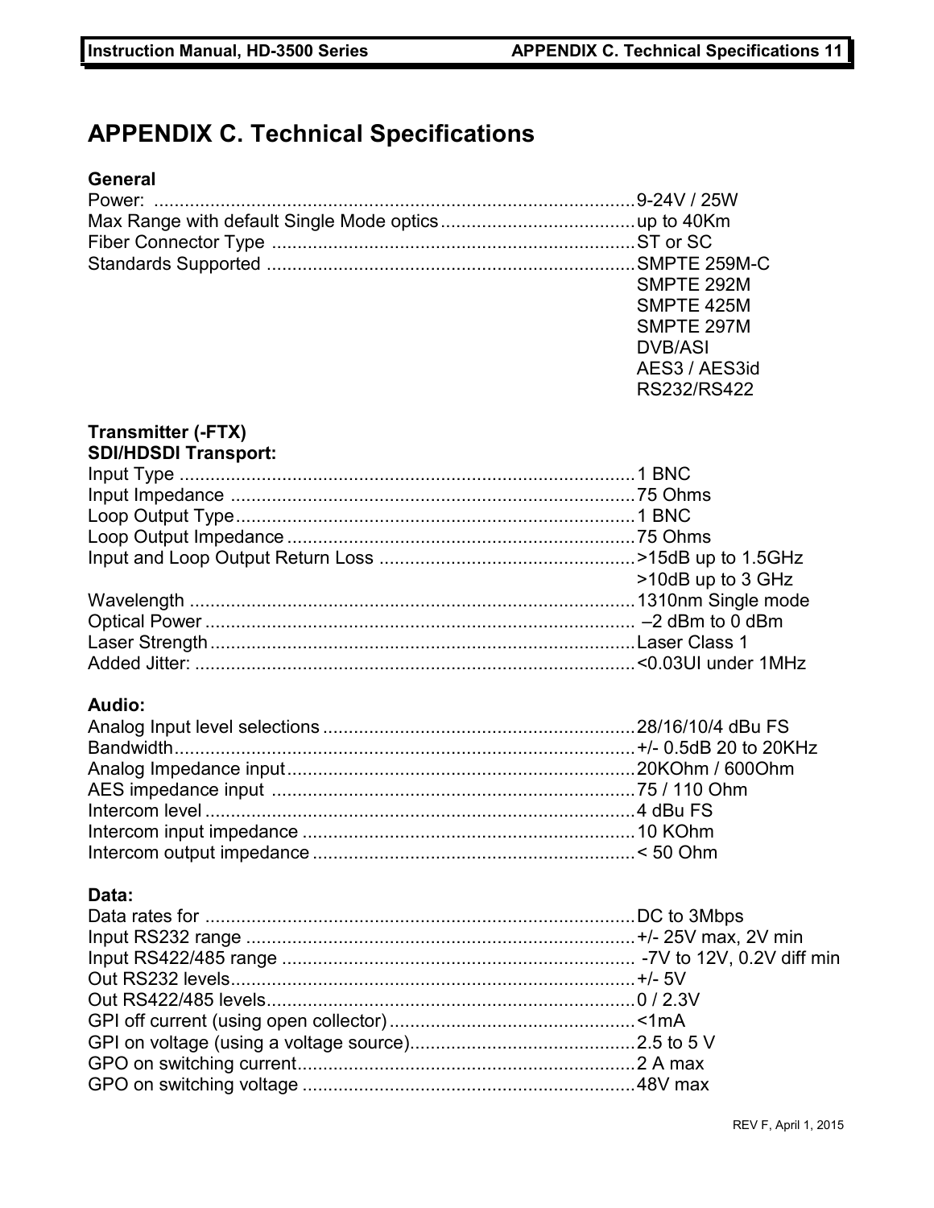# APPENDIX C. Technical Specifications

**General**

Power: ............................................................................................9-24V / 25W
Max Range with default Single Mode optics......................................up to 40Km
Fiber Connector Type .......................................................................ST or SC
Standards Supported ........................................................................SMPTE 259M-C
SMPTE 292M
SMPTE 425M
SMPTE 297M
DVB/ASI
AES3 / AES3id
RS232/RS422

**Transmitter (-FTX)**
**SDI/HDSDI Transport:**

Input Type .........................................................................................1 BNC
Input Impedance ...............................................................................75 Ohms
Loop Output Type..............................................................................1 BNC
Loop Output Impedance ....................................................................75 Ohms
Input and Loop Output Return Loss ..................................................>15dB up to 1.5GHz
>10dB up to 3 GHz
Wavelength .......................................................................................1310nm Single mode
Optical Power .................................................................................... –2 dBm to 0 dBm
Laser Strength...................................................................................Laser Class 1
Added Jitter: ......................................................................................<0.03UI under 1MHz

**Audio:**

Analog Input level selections .............................................................28/16/10/4 dBu FS
Bandwidth..........................................................................................+/- 0.5dB 20 to 20KHz
Analog Impedance input....................................................................20KOhm / 600Ohm
AES impedance input .......................................................................75 / 110 Ohm
Intercom level ....................................................................................4 dBu FS
Intercom input impedance .................................................................10 KOhm
Intercom output impedance ...............................................................< 50 Ohm

**Data:**

Data rates for ....................................................................................DC to 3Mbps
Input RS232 range ............................................................................+/- 25V max, 2V min
Input RS422/485 range ..................................................................... -7V to 12V, 0.2V diff min
Out RS232 levels...............................................................................+/- 5V
Out RS422/485 levels........................................................................0 / 2.3V
GPI off current (using open collector) ................................................<1mA
GPI on voltage (using a voltage source)............................................2.5 to 5 V
GPO on switching current..................................................................2 A max
GPO on switching voltage .................................................................48V max

REV F, April 1, 2015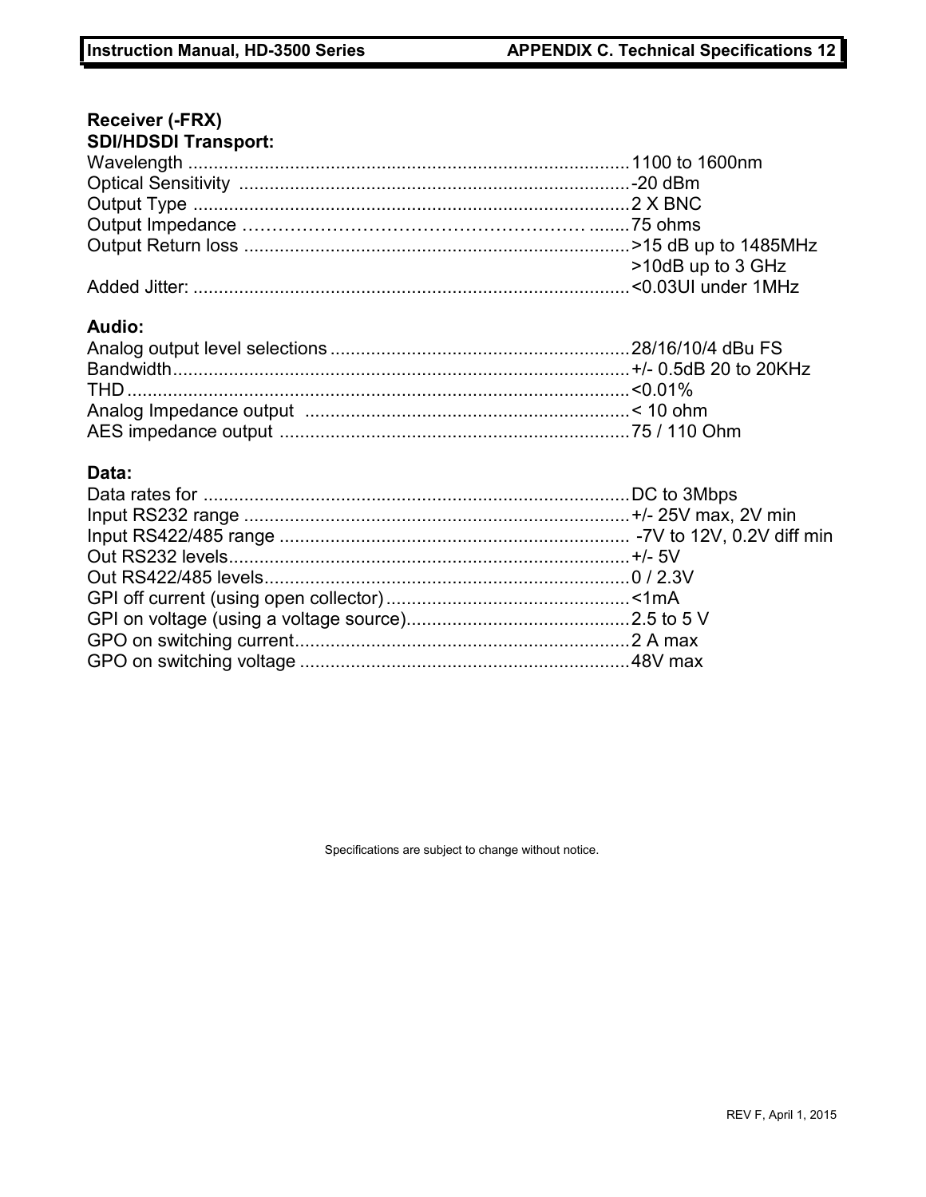## Receiver (-FRX)

### SDI/HDSDI Transport:

| | |
|---|---|
| Wavelength | 1100 to 1600nm |
| Optical Sensitivity | -20 dBm |
| Output Type | 2 X BNC |
| Output Impedance | 75 ohms |
| Output Return loss | >15 dB up to 1485MHz<br>>10dB up to 3 GHz |
| Added Jitter: | <0.03UI under 1MHz |

### Audio:

| | |
|---|---|
| Analog output level selections | 28/16/10/4 dBu FS |
| Bandwidth | +/- 0.5dB 20 to 20KHz |
| THD | <0.01% |
| Analog Impedance output | < 10 ohm |
| AES impedance output | 75 / 110 Ohm |

### Data:

| | |
|---|---|
| Data rates for | DC to 3Mbps |
| Input RS232 range | +/- 25V max, 2V min |
| Input RS422/485 range | -7V to 12V, 0.2V diff min |
| Out RS232 levels | +/- 5V |
| Out RS422/485 levels | 0 / 2.3V |
| GPI off current (using open collector) | <1mA |
| GPI on voltage (using a voltage source) | 2.5 to 5 V |
| GPO on switching current | 2 A max |
| GPO on switching voltage | 48V max |

Specifications are subject to change without notice.

REV F, April 1, 2015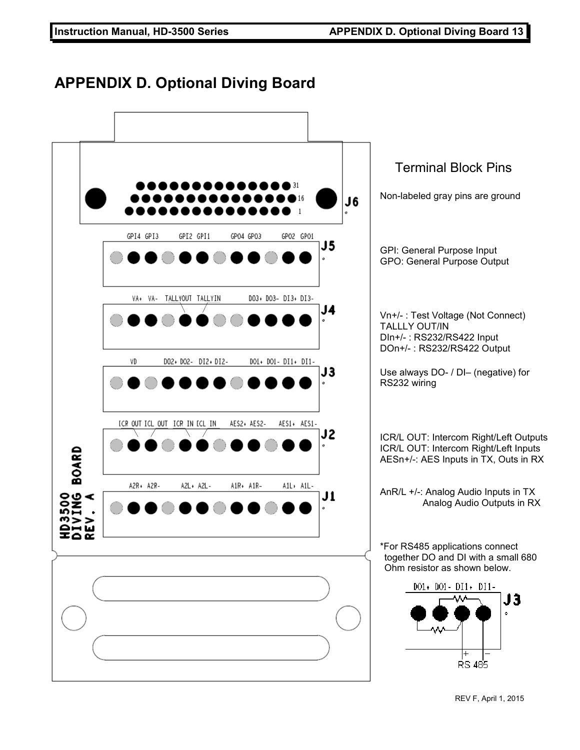# APPENDIX D. Optional Diving Board

J6

31

16

1

GPI4 GPI3 GPI2 GPI1 GPO4 GPO3 GPO2 GPO1

J5

VA+ VA- TALLYOUT TALLYIN DO3+ DO3- DI3+ DI3-

J4

VD DO2+ DO2- DI2+ DI2- DO1+ DO1- DI1+ DI1-

J3

ICR OUT ICL OUT ICR IN ICL IN AES2+ AES2- AES1+ AES1-

J2

A2R+ A2R- A2L+ A2L- A1R+ A1R- A1L+ A1L-

J1

HD3500 DIVING BOARD REV. A

## Terminal Block Pins

Non-labeled gray pins are ground

GPI: General Purpose Input
GPO: General Purpose Output

Vn+/- : Test Voltage (Not Connect)
TALLLY OUT/IN
DIn+/- : RS232/RS422 Input
DOn+/- : RS232/RS422 Output

Use always DO- / DI– (negative) for RS232 wiring

ICR/L OUT: Intercom Right/Left Outputs
ICR/L OUT: Intercom Right/Left Inputs
AESn+/-: AES Inputs in TX, Outs in RX

AnR/L +/-: Analog Audio Inputs in TX
Analog Audio Outputs in RX

*For RS485 applications connect together DO and DI with a small 680 Ohm resistor as shown below.

DO1+ DO1- DI1+ DI1-

J3

\+ –

RS 485

REV F, April 1, 2015